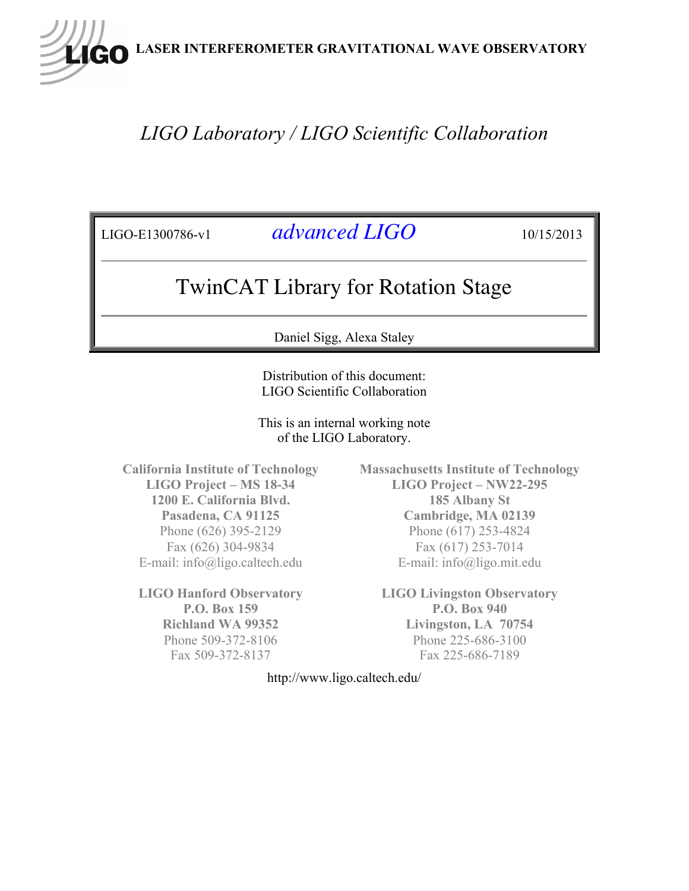LIGO LASER INTERFEROMETER GRAVITATIONAL WAVE OBSERVATORY

*LIGO Laboratory / LIGO Scientific Collaboration*

| LIGO-E1300786-v1 | *advanced LIGO* | 10/15/2013 |
|---|---|---|

# TwinCAT Library for Rotation Stage

Daniel Sigg, Alexa Staley

Distribution of this document:
LIGO Scientific Collaboration

This is an internal working note
of the LIGO Laboratory.

**California Institute of Technology**
**LIGO Project – MS 18-34**
**1200 E. California Blvd.**
**Pasadena, CA 91125**
Phone (626) 395-2129
Fax (626) 304-9834
E-mail: info@ligo.caltech.edu

**Massachusetts Institute of Technology**
**LIGO Project – NW22-295**
**185 Albany St**
**Cambridge, MA 02139**
Phone (617) 253-4824
Fax (617) 253-7014
E-mail: info@ligo.mit.edu

**LIGO Hanford Observatory**
**P.O. Box 159**
**Richland WA 99352**
Phone 509-372-8106
Fax 509-372-8137

**LIGO Livingston Observatory**
**P.O. Box 940**
**Livingston, LA 70754**
Phone 225-686-3100
Fax 225-686-7189

http://www.ligo.caltech.edu/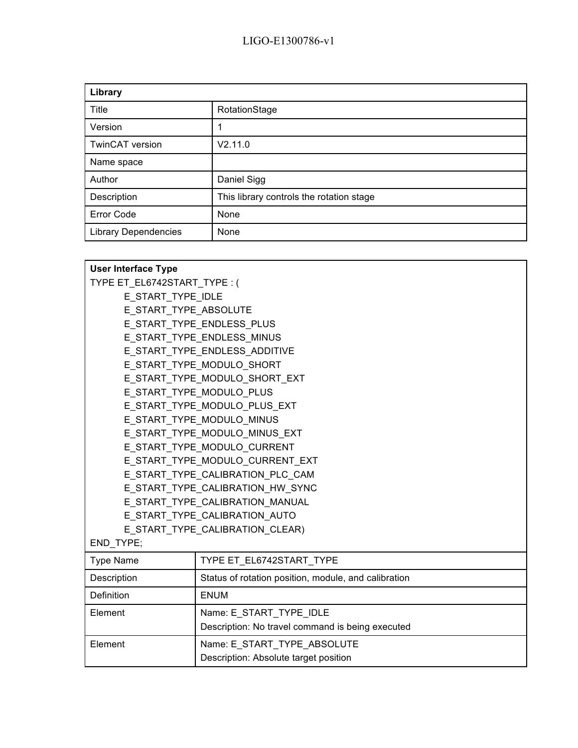| Library | |
|---|---|
| Title | RotationStage |
| Version | 1 |
| TwinCAT version | V2.11.0 |
| Name space | |
| Author | Daniel Sigg |
| Description | This library controls the rotation stage |
| Error Code | None |
| Library Dependencies | None |

**User Interface Type**

```
TYPE ET_EL6742START_TYPE : (
        E_START_TYPE_IDLE
        E_START_TYPE_ABSOLUTE
        E_START_TYPE_ENDLESS_PLUS
        E_START_TYPE_ENDLESS_MINUS
        E_START_TYPE_ENDLESS_ADDITIVE
        E_START_TYPE_MODULO_SHORT
        E_START_TYPE_MODULO_SHORT_EXT
        E_START_TYPE_MODULO_PLUS
        E_START_TYPE_MODULO_PLUS_EXT
        E_START_TYPE_MODULO_MINUS
        E_START_TYPE_MODULO_MINUS_EXT
        E_START_TYPE_MODULO_CURRENT
        E_START_TYPE_MODULO_CURRENT_EXT
        E_START_TYPE_CALIBRATION_PLC_CAM
        E_START_TYPE_CALIBRATION_HW_SYNC
        E_START_TYPE_CALIBRATION_MANUAL
        E_START_TYPE_CALIBRATION_AUTO
        E_START_TYPE_CALIBRATION_CLEAR)
END_TYPE;
```

| Type Name | TYPE ET_EL6742START_TYPE |
|---|---|
| Description | Status of rotation position, module, and calibration |
| Definition | ENUM |
| Element | Name: E_START_TYPE_IDLE<br>Description: No travel command is being executed |
| Element | Name: E_START_TYPE_ABSOLUTE<br>Description: Absolute target position |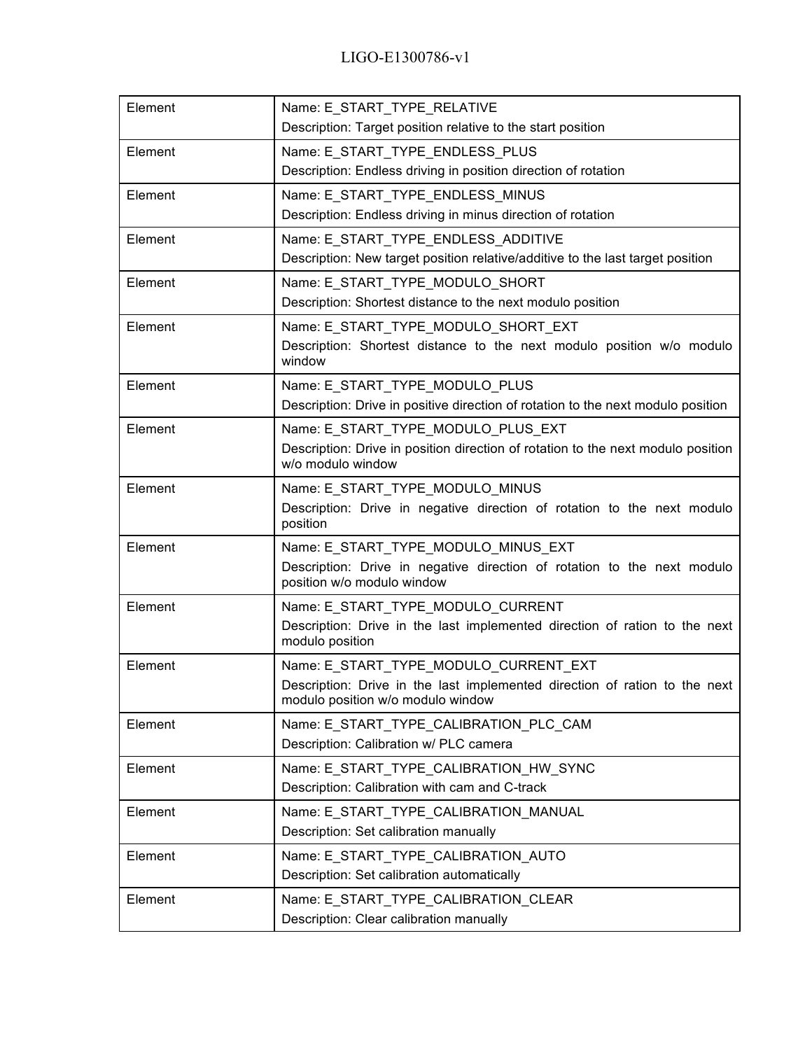| | |
|---|---|
| Element | Name: E_START_TYPE_RELATIVE<br>Description: Target position relative to the start position |
| Element | Name: E_START_TYPE_ENDLESS_PLUS<br>Description: Endless driving in position direction of rotation |
| Element | Name: E_START_TYPE_ENDLESS_MINUS<br>Description: Endless driving in minus direction of rotation |
| Element | Name: E_START_TYPE_ENDLESS_ADDITIVE<br>Description: New target position relative/additive to the last target position |
| Element | Name: E_START_TYPE_MODULO_SHORT<br>Description: Shortest distance to the next modulo position |
| Element | Name: E_START_TYPE_MODULO_SHORT_EXT<br>Description: Shortest distance to the next modulo position w/o modulo window |
| Element | Name: E_START_TYPE_MODULO_PLUS<br>Description: Drive in positive direction of rotation to the next modulo position |
| Element | Name: E_START_TYPE_MODULO_PLUS_EXT<br>Description: Drive in position direction of rotation to the next modulo position w/o modulo window |
| Element | Name: E_START_TYPE_MODULO_MINUS<br>Description: Drive in negative direction of rotation to the next modulo position |
| Element | Name: E_START_TYPE_MODULO_MINUS_EXT<br>Description: Drive in negative direction of rotation to the next modulo position w/o modulo window |
| Element | Name: E_START_TYPE_MODULO_CURRENT<br>Description: Drive in the last implemented direction of ration to the next modulo position |
| Element | Name: E_START_TYPE_MODULO_CURRENT_EXT<br>Description: Drive in the last implemented direction of ration to the next modulo position w/o modulo window |
| Element | Name: E_START_TYPE_CALIBRATION_PLC_CAM<br>Description: Calibration w/ PLC camera |
| Element | Name: E_START_TYPE_CALIBRATION_HW_SYNC<br>Description: Calibration with cam and C-track |
| Element | Name: E_START_TYPE_CALIBRATION_MANUAL<br>Description: Set calibration manually |
| Element | Name: E_START_TYPE_CALIBRATION_AUTO<br>Description: Set calibration automatically |
| Element | Name: E_START_TYPE_CALIBRATION_CLEAR<br>Description: Clear calibration manually |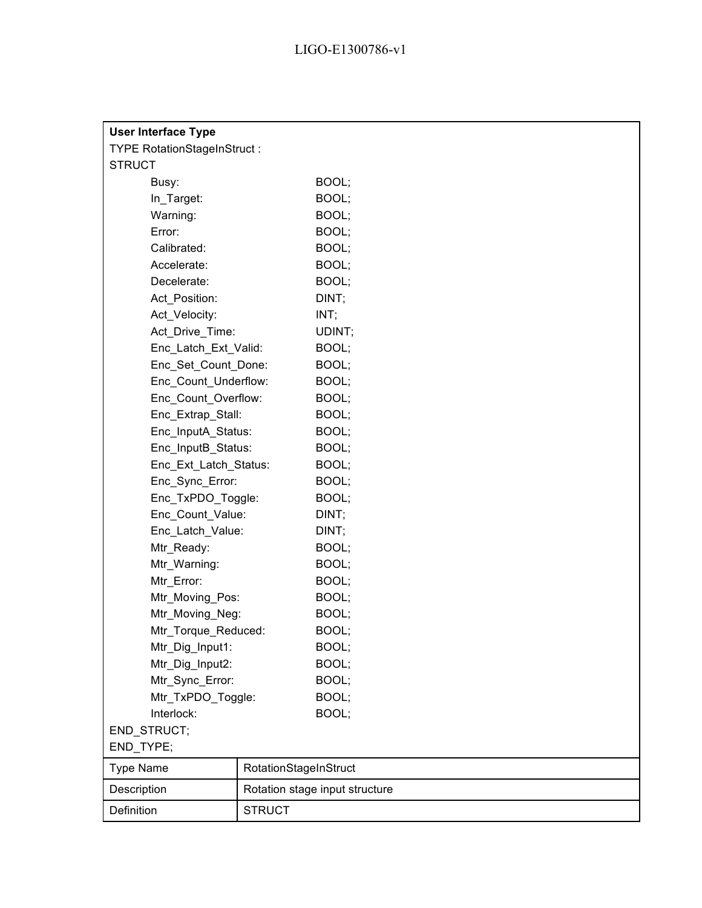**User Interface Type**

```
TYPE RotationStageInStruct :
STRUCT
        Busy:                       BOOL;
        In_Target:                  BOOL;
        Warning:                    BOOL;
        Error:                      BOOL;
        Calibrated:                 BOOL;
        Accelerate:                 BOOL;
        Decelerate:                 BOOL;
        Act_Position:               DINT;
        Act_Velocity:               INT;
        Act_Drive_Time:             UDINT;
        Enc_Latch_Ext_Valid:        BOOL;
        Enc_Set_Count_Done:         BOOL;
        Enc_Count_Underflow:        BOOL;
        Enc_Count_Overflow:         BOOL;
        Enc_Extrap_Stall:           BOOL;
        Enc_InputA_Status:          BOOL;
        Enc_InputB_Status:          BOOL;
        Enc_Ext_Latch_Status:       BOOL;
        Enc_Sync_Error:             BOOL;
        Enc_TxPDO_Toggle:           BOOL;
        Enc_Count_Value:            DINT;
        Enc_Latch_Value:            DINT;
        Mtr_Ready:                  BOOL;
        Mtr_Warning:                BOOL;
        Mtr_Error:                  BOOL;
        Mtr_Moving_Pos:             BOOL;
        Mtr_Moving_Neg:             BOOL;
        Mtr_Torque_Reduced:         BOOL;
        Mtr_Dig_Input1:             BOOL;
        Mtr_Dig_Input2:             BOOL;
        Mtr_Sync_Error:             BOOL;
        Mtr_TxPDO_Toggle:           BOOL;
        Interlock:                  BOOL;
END_STRUCT;
END_TYPE;
```

| Type Name | RotationStageInStruct |
|---|---|
| Description | Rotation stage input structure |
| Definition | STRUCT |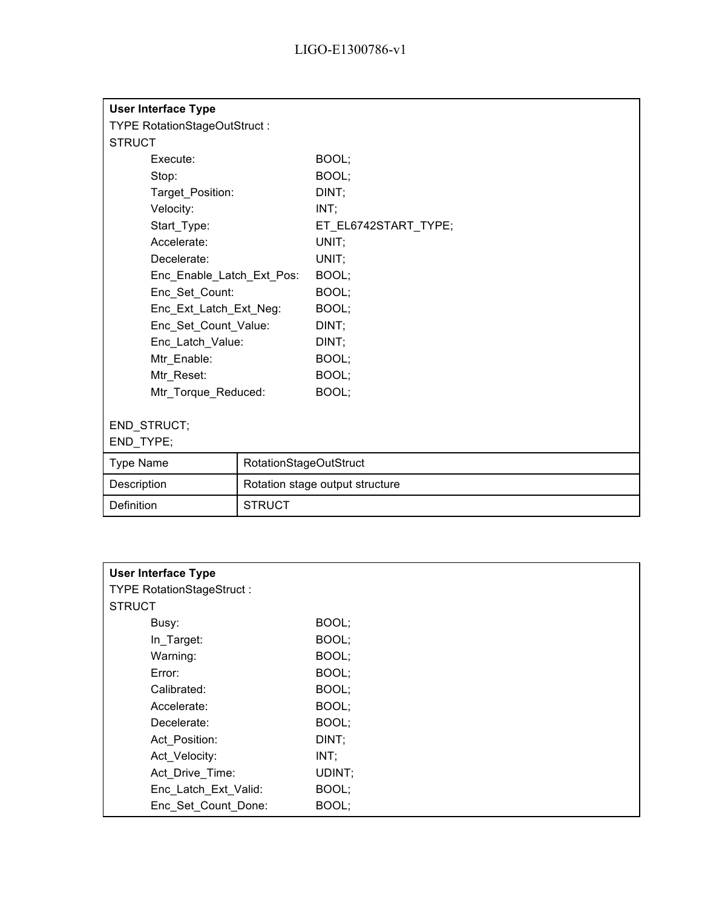**User Interface Type**

```
TYPE RotationStageOutStruct :
STRUCT
        Execute:                    BOOL;
        Stop:                       BOOL;
        Target_Position:            DINT;
        Velocity:                   INT;
        Start_Type:                 ET_EL6742START_TYPE;
        Accelerate:                 UNIT;
        Decelerate:                 UNIT;
        Enc_Enable_Latch_Ext_Pos:   BOOL;
        Enc_Set_Count:              BOOL;
        Enc_Ext_Latch_Ext_Neg:      BOOL;
        Enc_Set_Count_Value:        DINT;
        Enc_Latch_Value:            DINT;
        Mtr_Enable:                 BOOL;
        Mtr_Reset:                  BOOL;
        Mtr_Torque_Reduced:         BOOL;

END_STRUCT;
END_TYPE;
```

| Type Name | RotationStageOutStruct |
|---|---|
| Description | Rotation stage output structure |
| Definition | STRUCT |

**User Interface Type**

```
TYPE RotationStageStruct :
STRUCT
        Busy:                       BOOL;
        In_Target:                  BOOL;
        Warning:                    BOOL;
        Error:                      BOOL;
        Calibrated:                 BOOL;
        Accelerate:                 BOOL;
        Decelerate:                 BOOL;
        Act_Position:               DINT;
        Act_Velocity:               INT;
        Act_Drive_Time:             UDINT;
        Enc_Latch_Ext_Valid:        BOOL;
        Enc_Set_Count_Done:         BOOL;
```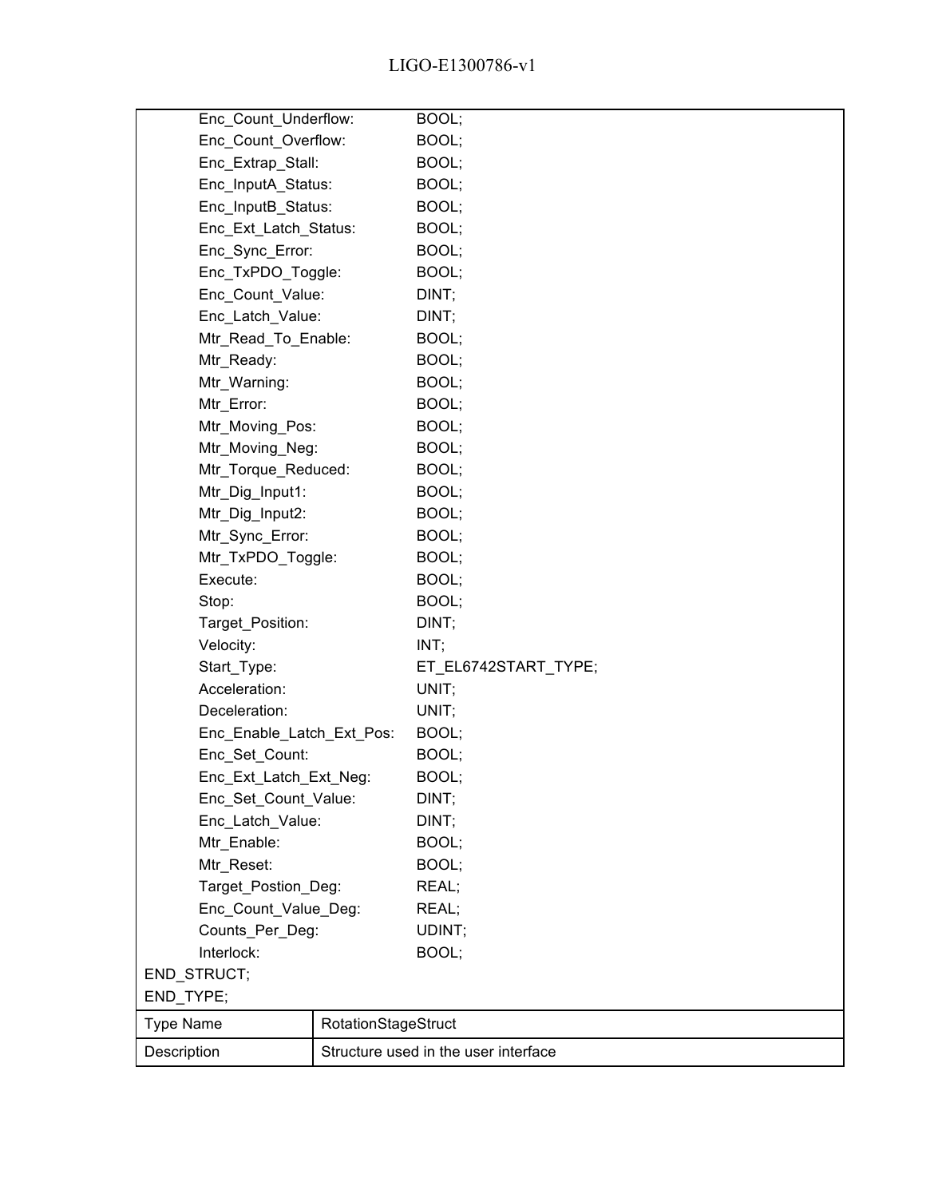```
        Enc_Count_Underflow:            BOOL;
        Enc_Count_Overflow:             BOOL;
        Enc_Extrap_Stall:               BOOL;
        Enc_InputA_Status:              BOOL;
        Enc_InputB_Status:              BOOL;
        Enc_Ext_Latch_Status:           BOOL;
        Enc_Sync_Error:                 BOOL;
        Enc_TxPDO_Toggle:               BOOL;
        Enc_Count_Value:                DINT;
        Enc_Latch_Value:                DINT;
        Mtr_Read_To_Enable:             BOOL;
        Mtr_Ready:                      BOOL;
        Mtr_Warning:                    BOOL;
        Mtr_Error:                      BOOL;
        Mtr_Moving_Pos:                 BOOL;
        Mtr_Moving_Neg:                 BOOL;
        Mtr_Torque_Reduced:             BOOL;
        Mtr_Dig_Input1:                 BOOL;
        Mtr_Dig_Input2:                 BOOL;
        Mtr_Sync_Error:                 BOOL;
        Mtr_TxPDO_Toggle:               BOOL;
        Execute:                        BOOL;
        Stop:                           BOOL;
        Target_Position:                DINT;
        Velocity:                       INT;
        Start_Type:                     ET_EL6742START_TYPE;
        Acceleration:                   UNIT;
        Deceleration:                   UNIT;
        Enc_Enable_Latch_Ext_Pos:       BOOL;
        Enc_Set_Count:                  BOOL;
        Enc_Ext_Latch_Ext_Neg:          BOOL;
        Enc_Set_Count_Value:            DINT;
        Enc_Latch_Value:                DINT;
        Mtr_Enable:                     BOOL;
        Mtr_Reset:                      BOOL;
        Target_Postion_Deg:             REAL;
        Enc_Count_Value_Deg:            REAL;
        Counts_Per_Deg:                 UDINT;
        Interlock:                      BOOL;
END_STRUCT;
END_TYPE;
```

| Type Name | RotationStageStruct |
|---|---|
| Description | Structure used in the user interface |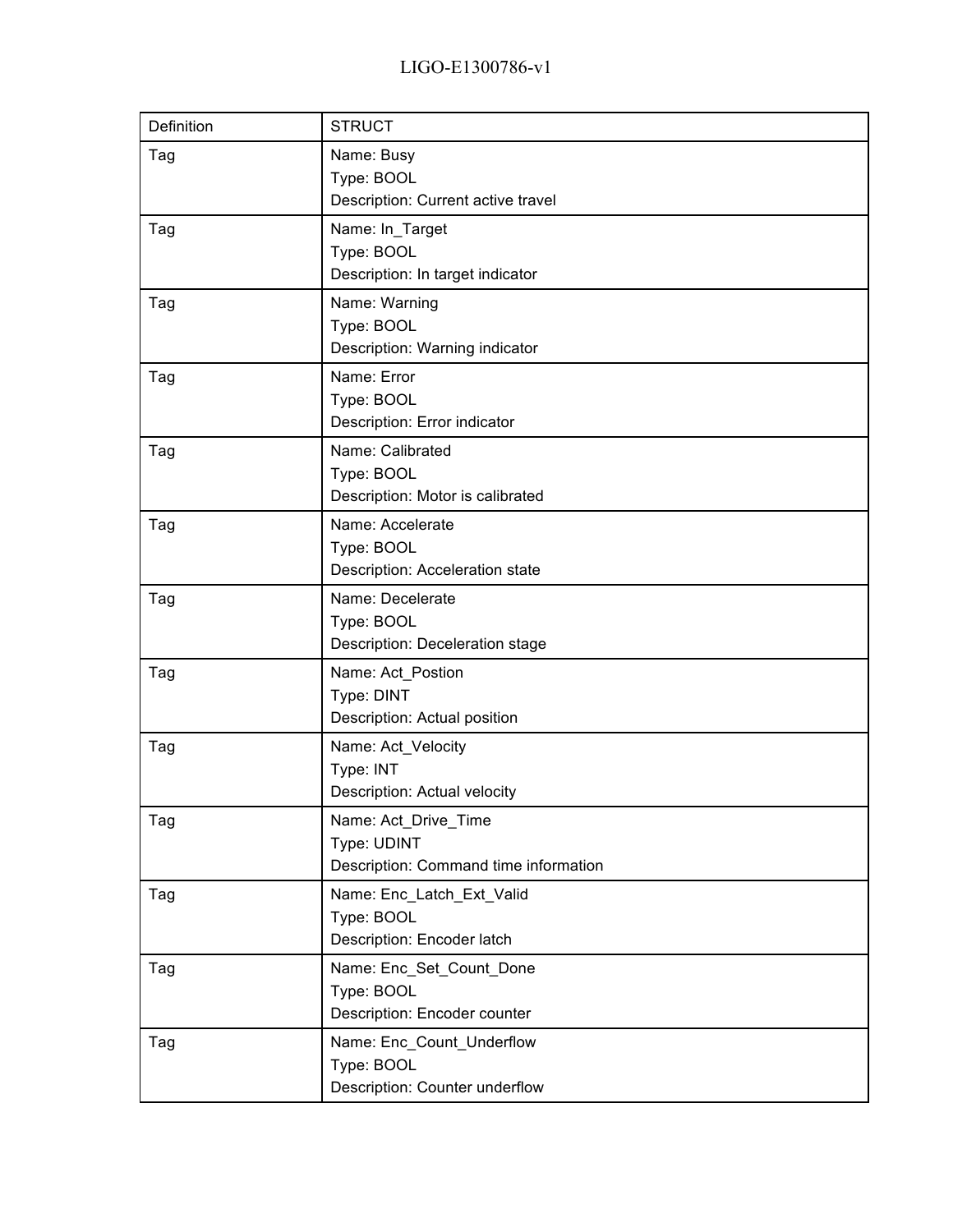| Definition | STRUCT |
|---|---|
| Tag | Name: Busy<br>Type: BOOL<br>Description: Current active travel |
| Tag | Name: In_Target<br>Type: BOOL<br>Description: In target indicator |
| Tag | Name: Warning<br>Type: BOOL<br>Description: Warning indicator |
| Tag | Name: Error<br>Type: BOOL<br>Description: Error indicator |
| Tag | Name: Calibrated<br>Type: BOOL<br>Description: Motor is calibrated |
| Tag | Name: Accelerate<br>Type: BOOL<br>Description: Acceleration state |
| Tag | Name: Decelerate<br>Type: BOOL<br>Description: Deceleration stage |
| Tag | Name: Act_Postion<br>Type: DINT<br>Description: Actual position |
| Tag | Name: Act_Velocity<br>Type: INT<br>Description: Actual velocity |
| Tag | Name: Act_Drive_Time<br>Type: UDINT<br>Description: Command time information |
| Tag | Name: Enc_Latch_Ext_Valid<br>Type: BOOL<br>Description: Encoder latch |
| Tag | Name: Enc_Set_Count_Done<br>Type: BOOL<br>Description: Encoder counter |
| Tag | Name: Enc_Count_Underflow<br>Type: BOOL<br>Description: Counter underflow |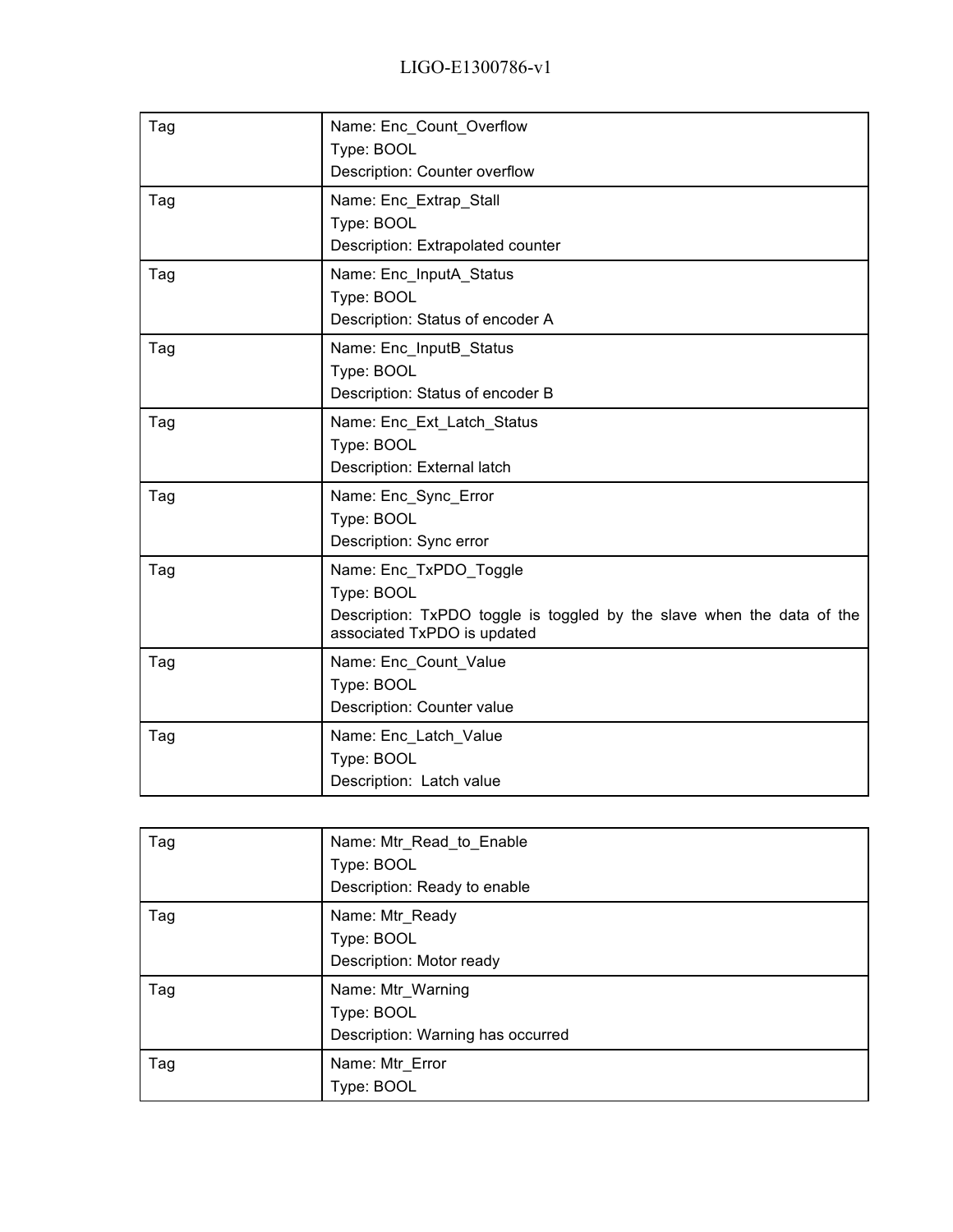| Tag | Name: Enc_Count_Overflow<br>Type: BOOL<br>Description: Counter overflow |
|---|---|
| Tag | Name: Enc_Extrap_Stall<br>Type: BOOL<br>Description: Extrapolated counter |
| Tag | Name: Enc_InputA_Status<br>Type: BOOL<br>Description: Status of encoder A |
| Tag | Name: Enc_InputB_Status<br>Type: BOOL<br>Description: Status of encoder B |
| Tag | Name: Enc_Ext_Latch_Status<br>Type: BOOL<br>Description: External latch |
| Tag | Name: Enc_Sync_Error<br>Type: BOOL<br>Description: Sync error |
| Tag | Name: Enc_TxPDO_Toggle<br>Type: BOOL<br>Description: TxPDO toggle is toggled by the slave when the data of the associated TxPDO is updated |
| Tag | Name: Enc_Count_Value<br>Type: BOOL<br>Description: Counter value |
| Tag | Name: Enc_Latch_Value<br>Type: BOOL<br>Description: Latch value |

| Tag | Name: Mtr_Read_to_Enable<br>Type: BOOL<br>Description: Ready to enable |
|---|---|
| Tag | Name: Mtr_Ready<br>Type: BOOL<br>Description: Motor ready |
| Tag | Name: Mtr_Warning<br>Type: BOOL<br>Description: Warning has occurred |
| Tag | Name: Mtr_Error<br>Type: BOOL |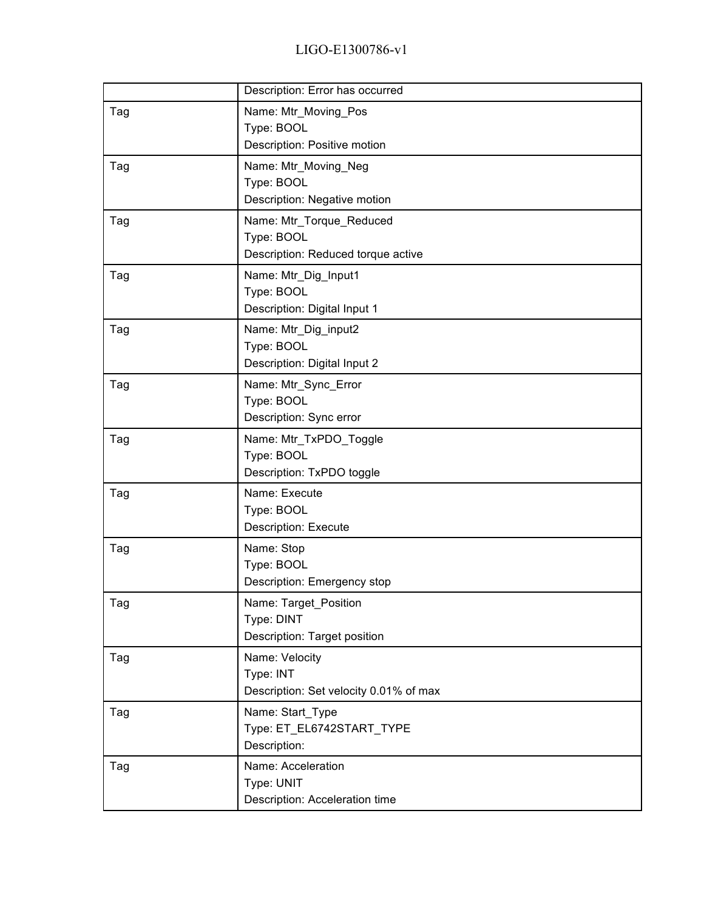| | |
|---|---|
| | Description: Error has occurred |
| Tag | Name: Mtr_Moving_Pos<br>Type: BOOL<br>Description: Positive motion |
| Tag | Name: Mtr_Moving_Neg<br>Type: BOOL<br>Description: Negative motion |
| Tag | Name: Mtr_Torque_Reduced<br>Type: BOOL<br>Description: Reduced torque active |
| Tag | Name: Mtr_Dig_Input1<br>Type: BOOL<br>Description: Digital Input 1 |
| Tag | Name: Mtr_Dig_input2<br>Type: BOOL<br>Description: Digital Input 2 |
| Tag | Name: Mtr_Sync_Error<br>Type: BOOL<br>Description: Sync error |
| Tag | Name: Mtr_TxPDO_Toggle<br>Type: BOOL<br>Description: TxPDO toggle |
| Tag | Name: Execute<br>Type: BOOL<br>Description: Execute |
| Tag | Name: Stop<br>Type: BOOL<br>Description: Emergency stop |
| Tag | Name: Target_Position<br>Type: DINT<br>Description: Target position |
| Tag | Name: Velocity<br>Type: INT<br>Description: Set velocity 0.01% of max |
| Tag | Name: Start_Type<br>Type: ET_EL6742START_TYPE<br>Description: |
| Tag | Name: Acceleration<br>Type: UNIT<br>Description: Acceleration time |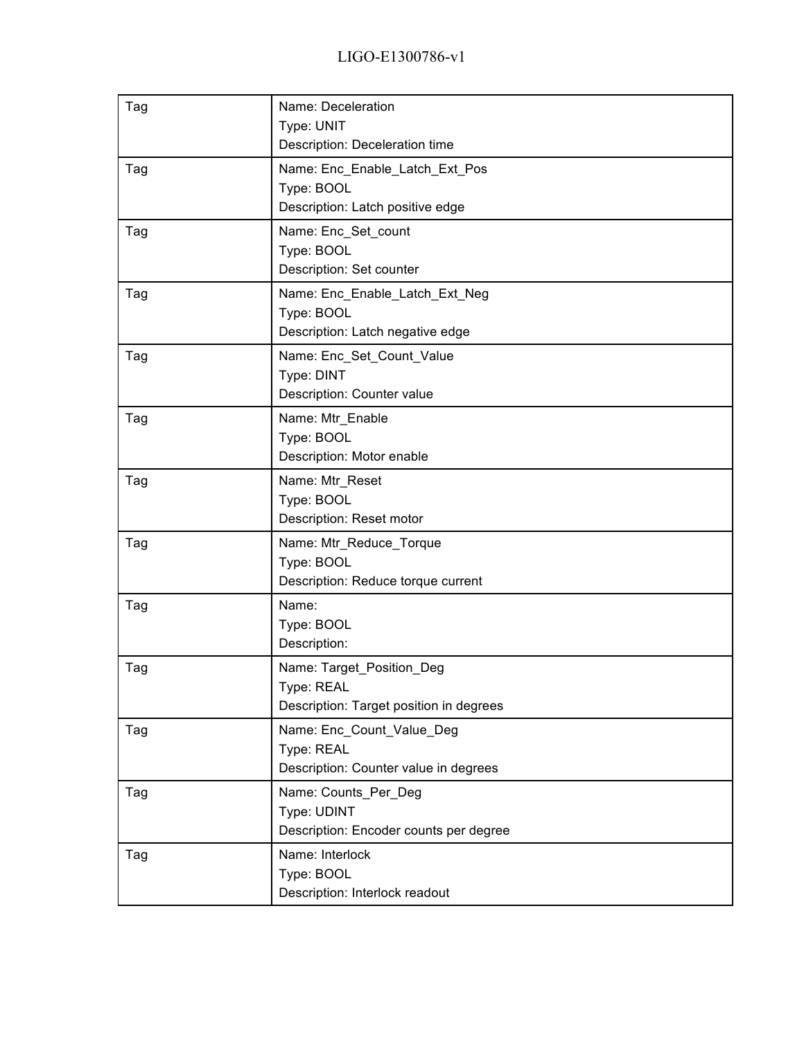| Tag | Name: Deceleration<br>Type: UNIT<br>Description: Deceleration time |
|---|---|
| Tag | Name: Enc_Enable_Latch_Ext_Pos<br>Type: BOOL<br>Description: Latch positive edge |
| Tag | Name: Enc_Set_count<br>Type: BOOL<br>Description: Set counter |
| Tag | Name: Enc_Enable_Latch_Ext_Neg<br>Type: BOOL<br>Description: Latch negative edge |
| Tag | Name: Enc_Set_Count_Value<br>Type: DINT<br>Description: Counter value |
| Tag | Name: Mtr_Enable<br>Type: BOOL<br>Description: Motor enable |
| Tag | Name: Mtr_Reset<br>Type: BOOL<br>Description: Reset motor |
| Tag | Name: Mtr_Reduce_Torque<br>Type: BOOL<br>Description: Reduce torque current |
| Tag | Name:<br>Type: BOOL<br>Description: |
| Tag | Name: Target_Position_Deg<br>Type: REAL<br>Description: Target position in degrees |
| Tag | Name: Enc_Count_Value_Deg<br>Type: REAL<br>Description: Counter value in degrees |
| Tag | Name: Counts_Per_Deg<br>Type: UDINT<br>Description: Encoder counts per degree |
| Tag | Name: Interlock<br>Type: BOOL<br>Description: Interlock readout |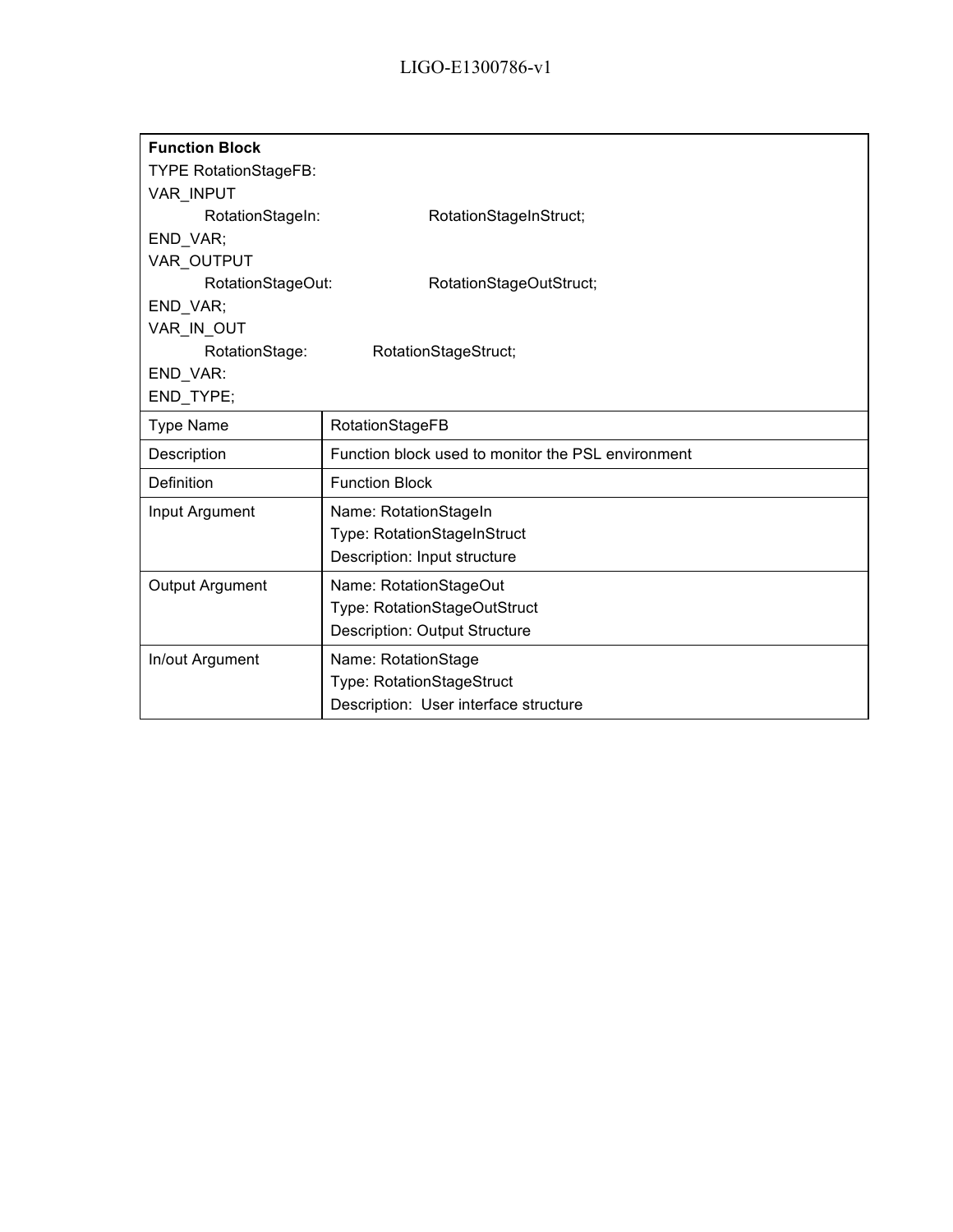| | |
|---|---|
| **Function Block**<br>TYPE RotationStageFB:<br>VAR_INPUT<br>RotationStageIn: RotationStageInStruct;<br>END_VAR;<br>VAR_OUTPUT<br>RotationStageOut: RotationStageOutStruct;<br>END_VAR;<br>VAR_IN_OUT<br>RotationStage: RotationStageStruct;<br>END_VAR:<br>END_TYPE; | |
| Type Name | RotationStageFB |
| Description | Function block used to monitor the PSL environment |
| Definition | Function Block |
| Input Argument | Name: RotationStageIn<br>Type: RotationStageInStruct<br>Description: Input structure |
| Output Argument | Name: RotationStageOut<br>Type: RotationStageOutStruct<br>Description: Output Structure |
| In/out Argument | Name: RotationStage<br>Type: RotationStageStruct<br>Description: User interface structure |